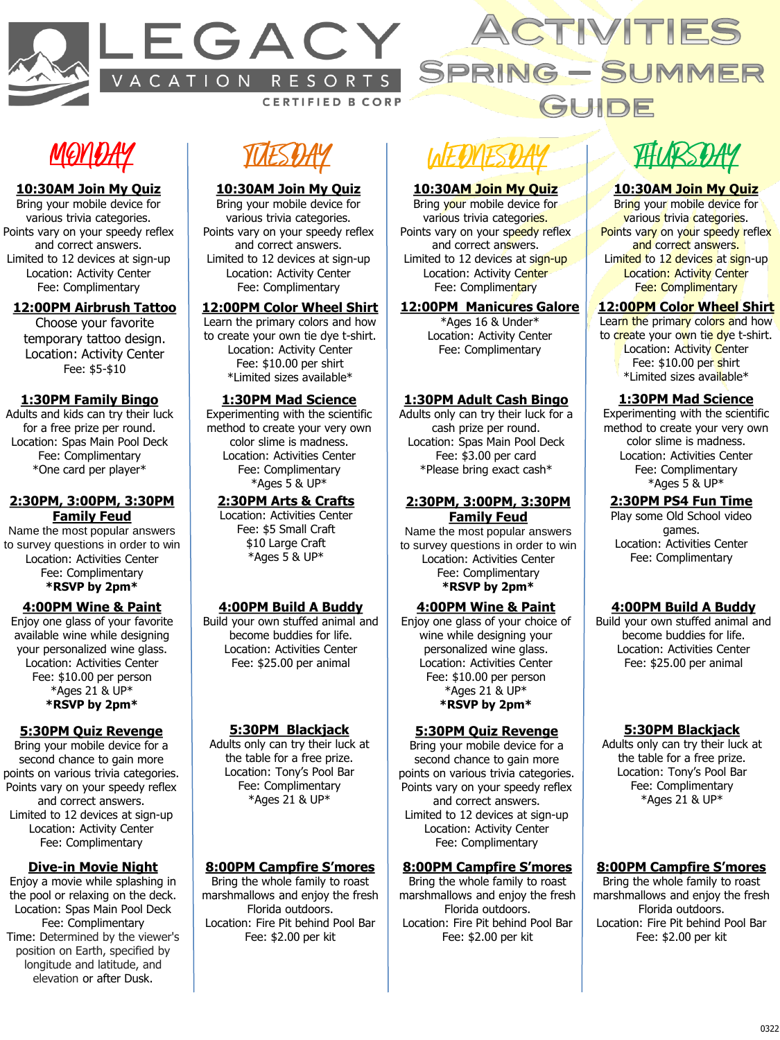# LEGACY VACATION RESORTS

CERTIFIED B CORP

# ACTIVITIES SPRING – SUMMER GUIDE

## MONDAY

**10:30AM Join My Quiz**
Bring your mobile device for various trivia categories.
Points vary on your speedy reflex and correct answers.
Limited to 12 devices at sign-up
Location: Activity Center
Fee: Complimentary

**12:00PM Airbrush Tattoo**
Choose your favorite temporary tattoo design.
Location: Activity Center
Fee: $5-$10

**1:30PM Family Bingo**
Adults and kids can try their luck for a free prize per round.
Location: Spas Main Pool Deck
Fee: Complimentary
*One card per player*

**2:30PM, 3:00PM, 3:30PM Family Feud**
Name the most popular answers to survey questions in order to win
Location: Activities Center
Fee: Complimentary
**\*RSVP by 2pm\***

**4:00PM Wine & Paint**
Enjoy one glass of your favorite available wine while designing your personalized wine glass.
Location: Activities Center
Fee: $10.00 per person
*Ages 21 & UP*
**\*RSVP by 2pm\***

**5:30PM Quiz Revenge**
Bring your mobile device for a second chance to gain more points on various trivia categories.
Points vary on your speedy reflex and correct answers.
Limited to 12 devices at sign-up
Location: Activity Center
Fee: Complimentary

**Dive-in Movie Night**
Enjoy a movie while splashing in the pool or relaxing on the deck.
Location: Spas Main Pool Deck
Fee: Complimentary
Time: Determined by the viewer's position on Earth, specified by longitude and latitude, and elevation or after Dusk.

## TUESDAY

**10:30AM Join My Quiz**
Bring your mobile device for various trivia categories.
Points vary on your speedy reflex and correct answers.
Limited to 12 devices at sign-up
Location: Activity Center
Fee: Complimentary

**12:00PM Color Wheel Shirt**
Learn the primary colors and how to create your own tie dye t-shirt.
Location: Activity Center
Fee: $10.00 per shirt
*Limited sizes available*

**1:30PM Mad Science**
Experimenting with the scientific method to create your very own color slime is madness.
Location: Activities Center
Fee: Complimentary
*Ages 5 & UP*

**2:30PM Arts & Crafts**
Location: Activities Center
Fee: $5 Small Craft
$10 Large Craft
*Ages 5 & UP*

**4:00PM Build A Buddy**
Build your own stuffed animal and become buddies for life.
Location: Activities Center
Fee: $25.00 per animal

**5:30PM Blackjack**
Adults only can try their luck at the table for a free prize.
Location: Tony's Pool Bar
Fee: Complimentary
*Ages 21 & UP*

**8:00PM Campfire S'mores**
Bring the whole family to roast marshmallows and enjoy the fresh Florida outdoors.
Location: Fire Pit behind Pool Bar
Fee: $2.00 per kit

## WEDNESDAY

**10:30AM Join My Quiz**
Bring your mobile device for various trivia categories.
Points vary on your speedy reflex and correct answers.
Limited to 12 devices at sign-up
Location: Activity Center
Fee: Complimentary

**12:00PM Manicures Galore**
*Ages 16 & Under*
Location: Activity Center
Fee: Complimentary

**1:30PM Adult Cash Bingo**
Adults only can try their luck for a cash prize per round.
Location: Spas Main Pool Deck
Fee: $3.00 per card
*Please bring exact cash*

**2:30PM, 3:00PM, 3:30PM Family Feud**
Name the most popular answers to survey questions in order to win
Location: Activities Center
Fee: Complimentary
**\*RSVP by 2pm\***

**4:00PM Wine & Paint**
Enjoy one glass of your choice of wine while designing your personalized wine glass.
Location: Activities Center
Fee: $10.00 per person
*Ages 21 & UP*
**\*RSVP by 2pm\***

**5:30PM Quiz Revenge**
Bring your mobile device for a second chance to gain more points on various trivia categories.
Points vary on your speedy reflex and correct answers.
Limited to 12 devices at sign-up
Location: Activity Center
Fee: Complimentary

**8:00PM Campfire S'mores**
Bring the whole family to roast marshmallows and enjoy the fresh Florida outdoors.
Location: Fire Pit behind Pool Bar
Fee: $2.00 per kit

## THURSDAY

**10:30AM Join My Quiz**
Bring your mobile device for various trivia categories.
Points vary on your speedy reflex and correct answers.
Limited to 12 devices at sign-up
Location: Activity Center
Fee: Complimentary

**12:00PM Color Wheel Shirt**
Learn the primary colors and how to create your own tie dye t-shirt.
Location: Activity Center
Fee: $10.00 per shirt
*Limited sizes available*

**1:30PM Mad Science**
Experimenting with the scientific method to create your very own color slime is madness.
Location: Activities Center
Fee: Complimentary
*Ages 5 & UP*

**2:30PM PS4 Fun Time**
Play some Old School video games.
Location: Activities Center
Fee: Complimentary

**4:00PM Build A Buddy**
Build your own stuffed animal and become buddies for life.
Location: Activities Center
Fee: $25.00 per animal

**5:30PM Blackjack**
Adults only can try their luck at the table for a free prize.
Location: Tony's Pool Bar
Fee: Complimentary
*Ages 21 & UP*

**8:00PM Campfire S'mores**
Bring the whole family to roast marshmallows and enjoy the fresh Florida outdoors.
Location: Fire Pit behind Pool Bar
Fee: $2.00 per kit

0322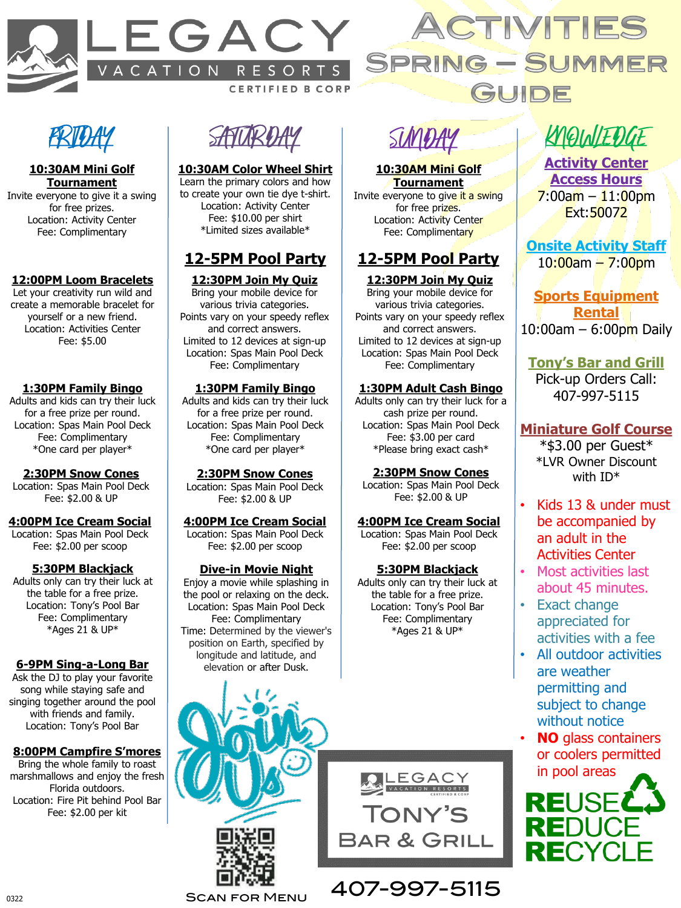# LEGACY VACATION RESORTS

CERTIFIED B CORP

# ACTIVITIES SPRING – SUMMER GUIDE

## FRIDAY

**10:30AM Mini Golf Tournament**
Invite everyone to give it a swing for free prizes.
Location: Activity Center
Fee: Complimentary

**12:00PM Loom Bracelets**
Let your creativity run wild and create a memorable bracelet for yourself or a new friend.
Location: Activities Center
Fee: $5.00

**1:30PM Family Bingo**
Adults and kids can try their luck for a free prize per round.
Location: Spas Main Pool Deck
Fee: Complimentary
*One card per player*

**2:30PM Snow Cones**
Location: Spas Main Pool Deck
Fee: $2.00 & UP

**4:00PM Ice Cream Social**
Location: Spas Main Pool Deck
Fee: $2.00 per scoop

**5:30PM Blackjack**
Adults only can try their luck at the table for a free prize.
Location: Tony's Pool Bar
Fee: Complimentary
*Ages 21 & UP*

**6-9PM Sing-a-Long Bar**
Ask the DJ to play your favorite song while staying safe and singing together around the pool with friends and family.
Location: Tony's Pool Bar

**8:00PM Campfire S'mores**
Bring the whole family to roast marshmallows and enjoy the fresh Florida outdoors.
Location: Fire Pit behind Pool Bar
Fee: $2.00 per kit

## SATURDAY

**10:30AM Color Wheel Shirt**
Learn the primary colors and how to create your own tie dye t-shirt.
Location: Activity Center
Fee: $10.00 per shirt
*Limited sizes available*

**12-5PM Pool Party**

**12:30PM Join My Quiz**
Bring your mobile device for various trivia categories.
Points vary on your speedy reflex and correct answers.
Limited to 12 devices at sign-up
Location: Spas Main Pool Deck
Fee: Complimentary

**1:30PM Family Bingo**
Adults and kids can try their luck for a free prize per round.
Location: Spas Main Pool Deck
Fee: Complimentary
*One card per player*

**2:30PM Snow Cones**
Location: Spas Main Pool Deck
Fee: $2.00 & UP

**4:00PM Ice Cream Social**
Location: Spas Main Pool Deck
Fee: $2.00 per scoop

**Dive-in Movie Night**
Enjoy a movie while splashing in the pool or relaxing on the deck.
Location: Spas Main Pool Deck
Fee: Complimentary
Time: Determined by the viewer's position on Earth, specified by longitude and latitude, and elevation or after Dusk.

## SUNDAY

**10:30AM Mini Golf Tournament**
Invite everyone to give it a swing for free prizes.
Location: Activity Center
Fee: Complimentary

**12-5PM Pool Party**

**12:30PM Join My Quiz**
Bring your mobile device for various trivia categories.
Points vary on your speedy reflex and correct answers.
Limited to 12 devices at sign-up
Location: Spas Main Pool Deck
Fee: Complimentary

**1:30PM Adult Cash Bingo**
Adults only can try their luck for a cash prize per round.
Location: Spas Main Pool Deck
Fee: $3.00 per card
*Please bring exact cash*

**2:30PM Snow Cones**
Location: Spas Main Pool Deck
Fee: $2.00 & UP

**4:00PM Ice Cream Social**
Location: Spas Main Pool Deck
Fee: $2.00 per scoop

**5:30PM Blackjack**
Adults only can try their luck at the table for a free prize.
Location: Tony's Pool Bar
Fee: Complimentary
*Ages 21 & UP*

## KNOWLEDGE

**Activity Center Access Hours**
7:00am – 11:00pm
Ext:50072

**Onsite Activity Staff**
10:00am – 7:00pm

**Sports Equipment Rental**
10:00am – 6:00pm Daily

**Tony's Bar and Grill**
Pick-up Orders Call:
407-997-5115

**Miniature Golf Course**
*$3.00 per Guest*
*LVR Owner Discount with ID*

- Kids 13 & under must be accompanied by an adult in the Activities Center
- Most activities last about 45 minutes.
- Exact change appreciated for activities with a fee
- All outdoor activities are weather permitting and subject to change without notice
- **NO** glass containers or coolers permitted in pool areas

REUSE
REDUCE
RECYCLE

Join Us

Scan for Menu

LEGACY VACATION RESORTS CERTIFIED B CORP
TONY'S BAR & GRILL

407-997-5115

0322